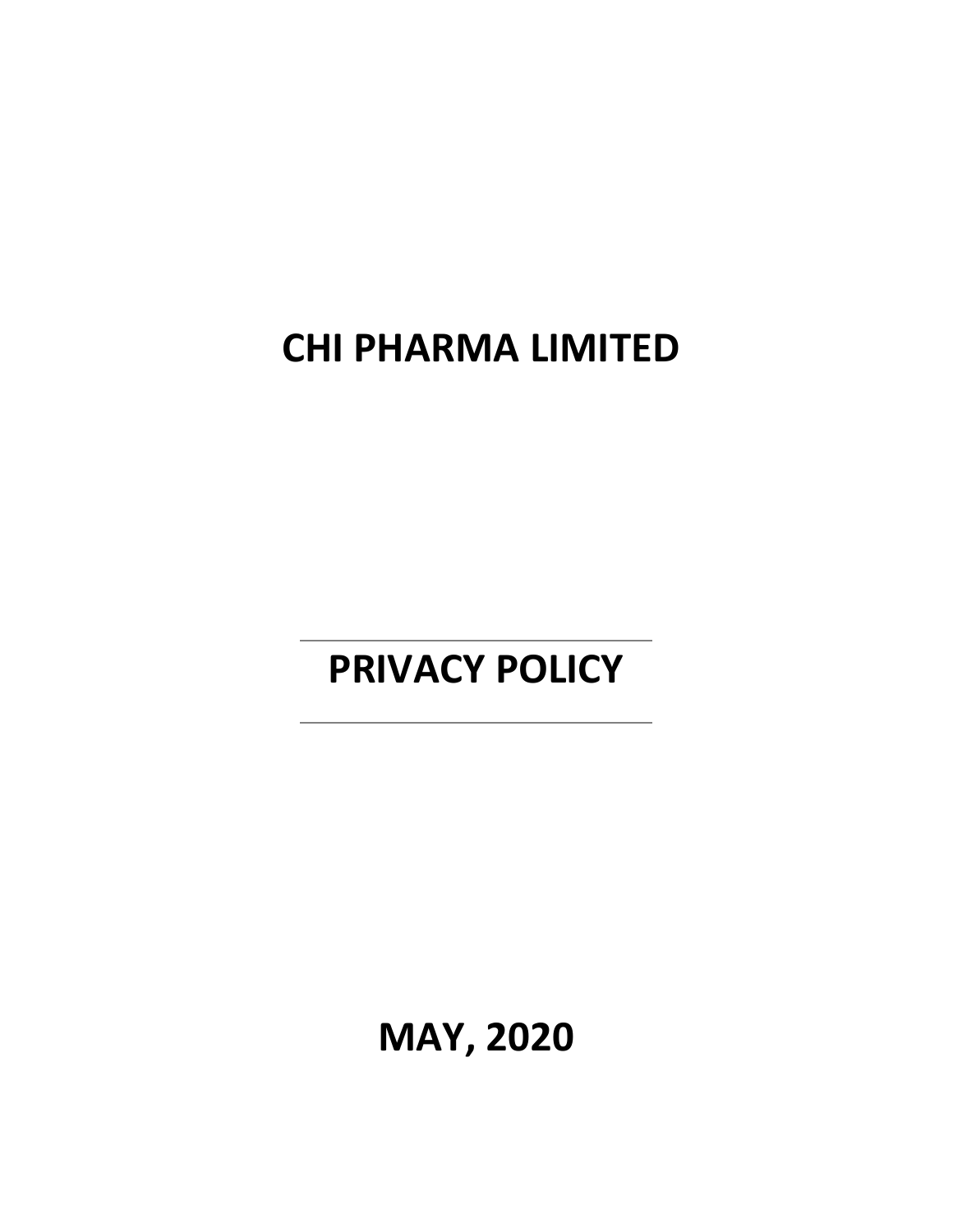# CHI PHARMA LIMITED

---

# PRIVACY POLICY

---

**MAY, 2020**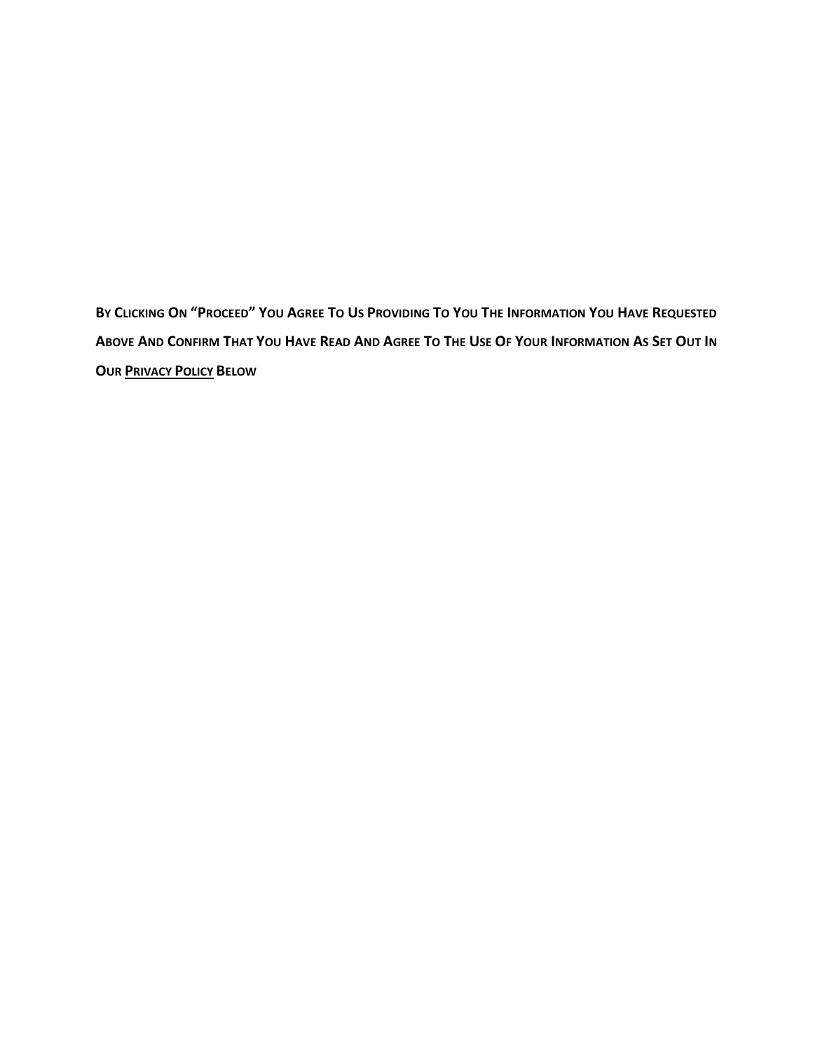**By Clicking On "Proceed" You Agree To Us Providing To You The Information You Have Requested Above And Confirm That You Have Read And Agree To The Use Of Your Information As Set Out In Our Privacy Policy Below**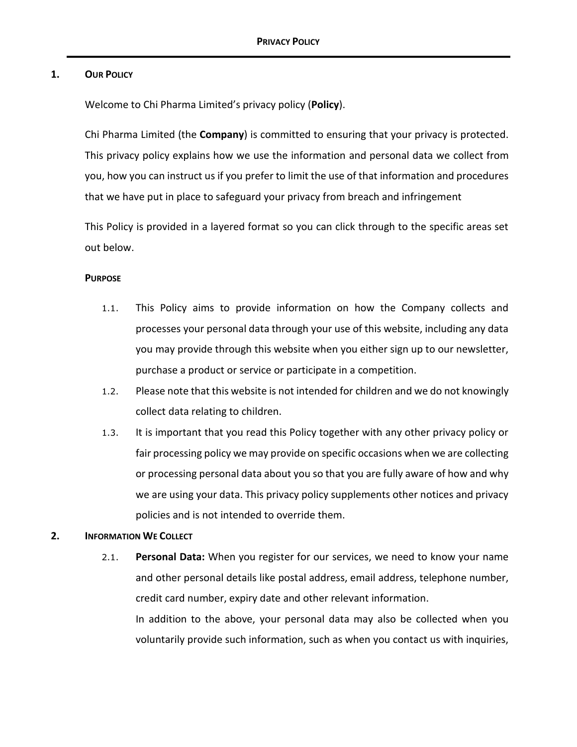# PRIVACY POLICY

## 1. OUR POLICY

Welcome to Chi Pharma Limited's privacy policy (**Policy**).

Chi Pharma Limited (the **Company**) is committed to ensuring that your privacy is protected. This privacy policy explains how we use the information and personal data we collect from you, how you can instruct us if you prefer to limit the use of that information and procedures that we have put in place to safeguard your privacy from breach and infringement

This Policy is provided in a layered format so you can click through to the specific areas set out below.

### PURPOSE

1.1. This Policy aims to provide information on how the Company collects and processes your personal data through your use of this website, including any data you may provide through this website when you either sign up to our newsletter, purchase a product or service or participate in a competition.

1.2. Please note that this website is not intended for children and we do not knowingly collect data relating to children.

1.3. It is important that you read this Policy together with any other privacy policy or fair processing policy we may provide on specific occasions when we are collecting or processing personal data about you so that you are fully aware of how and why we are using your data. This privacy policy supplements other notices and privacy policies and is not intended to override them.

## 2. INFORMATION WE COLLECT

2.1. **Personal Data:** When you register for our services, we need to know your name and other personal details like postal address, email address, telephone number, credit card number, expiry date and other relevant information.

In addition to the above, your personal data may also be collected when you voluntarily provide such information, such as when you contact us with inquiries,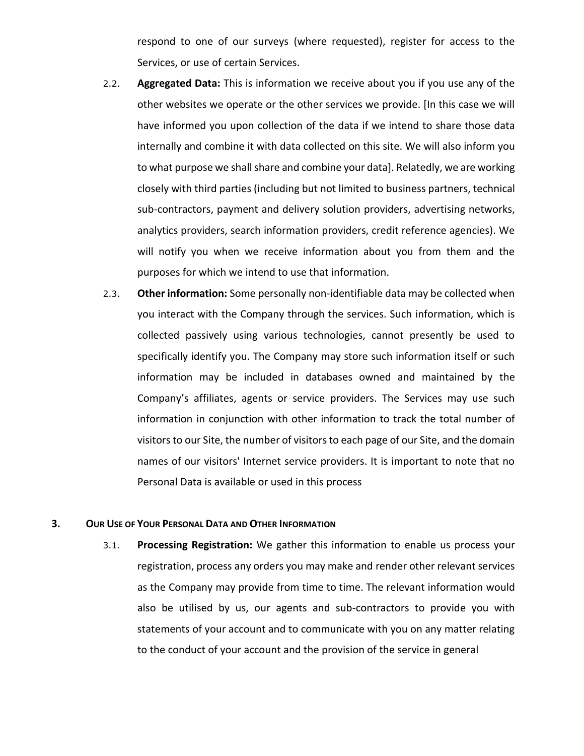respond to one of our surveys (where requested), register for access to the Services, or use of certain Services.

2.2. **Aggregated Data:** This is information we receive about you if you use any of the other websites we operate or the other services we provide. [In this case we will have informed you upon collection of the data if we intend to share those data internally and combine it with data collected on this site. We will also inform you to what purpose we shall share and combine your data]. Relatedly, we are working closely with third parties (including but not limited to business partners, technical sub-contractors, payment and delivery solution providers, advertising networks, analytics providers, search information providers, credit reference agencies). We will notify you when we receive information about you from them and the purposes for which we intend to use that information.

2.3. **Other information:** Some personally non-identifiable data may be collected when you interact with the Company through the services. Such information, which is collected passively using various technologies, cannot presently be used to specifically identify you. The Company may store such information itself or such information may be included in databases owned and maintained by the Company's affiliates, agents or service providers. The Services may use such information in conjunction with other information to track the total number of visitors to our Site, the number of visitors to each page of our Site, and the domain names of our visitors' Internet service providers. It is important to note that no Personal Data is available or used in this process

## 3. OUR USE OF YOUR PERSONAL DATA AND OTHER INFORMATION

3.1. **Processing Registration:** We gather this information to enable us process your registration, process any orders you may make and render other relevant services as the Company may provide from time to time. The relevant information would also be utilised by us, our agents and sub-contractors to provide you with statements of your account and to communicate with you on any matter relating to the conduct of your account and the provision of the service in general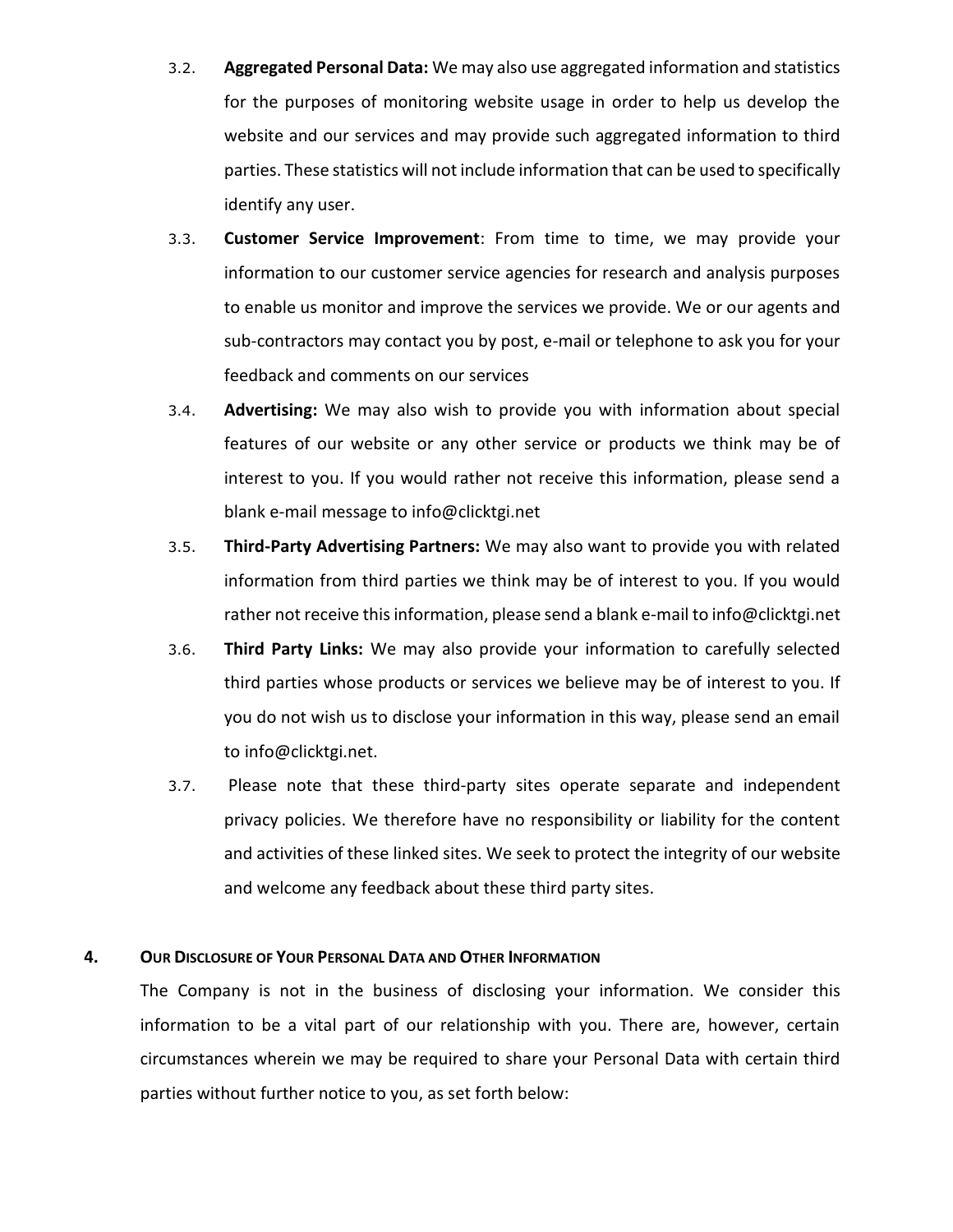3.2. **Aggregated Personal Data:** We may also use aggregated information and statistics for the purposes of monitoring website usage in order to help us develop the website and our services and may provide such aggregated information to third parties. These statistics will not include information that can be used to specifically identify any user.

3.3. **Customer Service Improvement**: From time to time, we may provide your information to our customer service agencies for research and analysis purposes to enable us monitor and improve the services we provide. We or our agents and sub-contractors may contact you by post, e-mail or telephone to ask you for your feedback and comments on our services

3.4. **Advertising:** We may also wish to provide you with information about special features of our website or any other service or products we think may be of interest to you. If you would rather not receive this information, please send a blank e-mail message to info@clicktgi.net

3.5. **Third-Party Advertising Partners:** We may also want to provide you with related information from third parties we think may be of interest to you. If you would rather not receive this information, please send a blank e-mail to info@clicktgi.net

3.6. **Third Party Links:** We may also provide your information to carefully selected third parties whose products or services we believe may be of interest to you. If you do not wish us to disclose your information in this way, please send an email to info@clicktgi.net.

3.7. Please note that these third-party sites operate separate and independent privacy policies. We therefore have no responsibility or liability for the content and activities of these linked sites. We seek to protect the integrity of our website and welcome any feedback about these third party sites.

## 4. Our Disclosure of Your Personal Data and Other Information

The Company is not in the business of disclosing your information. We consider this information to be a vital part of our relationship with you. There are, however, certain circumstances wherein we may be required to share your Personal Data with certain third parties without further notice to you, as set forth below: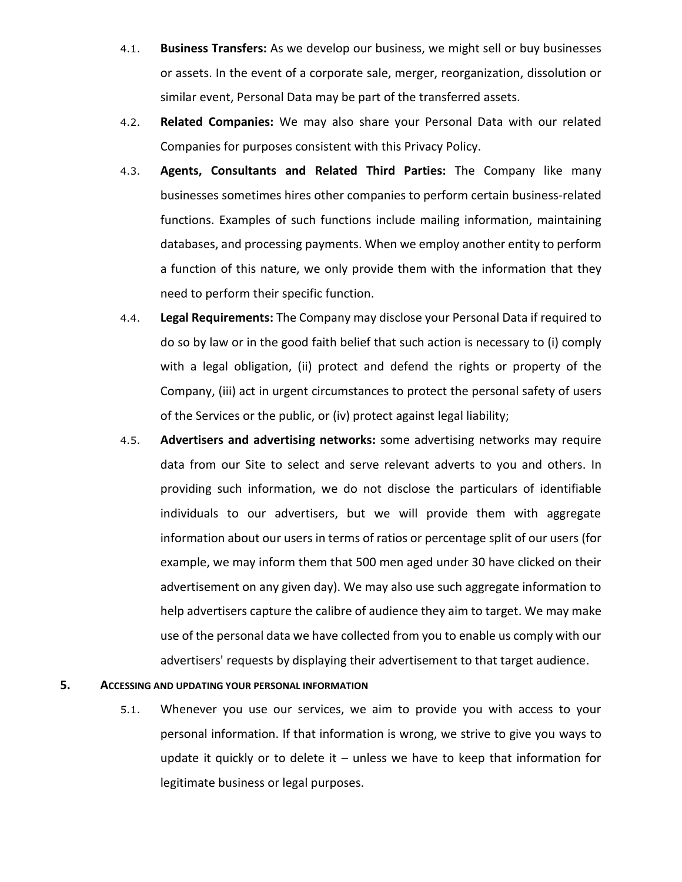4.1. **Business Transfers:** As we develop our business, we might sell or buy businesses or assets. In the event of a corporate sale, merger, reorganization, dissolution or similar event, Personal Data may be part of the transferred assets.

4.2. **Related Companies:** We may also share your Personal Data with our related Companies for purposes consistent with this Privacy Policy.

4.3. **Agents, Consultants and Related Third Parties:** The Company like many businesses sometimes hires other companies to perform certain business-related functions. Examples of such functions include mailing information, maintaining databases, and processing payments. When we employ another entity to perform a function of this nature, we only provide them with the information that they need to perform their specific function.

4.4. **Legal Requirements:** The Company may disclose your Personal Data if required to do so by law or in the good faith belief that such action is necessary to (i) comply with a legal obligation, (ii) protect and defend the rights or property of the Company, (iii) act in urgent circumstances to protect the personal safety of users of the Services or the public, or (iv) protect against legal liability;

4.5. **Advertisers and advertising networks:** some advertising networks may require data from our Site to select and serve relevant adverts to you and others. In providing such information, we do not disclose the particulars of identifiable individuals to our advertisers, but we will provide them with aggregate information about our users in terms of ratios or percentage split of our users (for example, we may inform them that 500 men aged under 30 have clicked on their advertisement on any given day). We may also use such aggregate information to help advertisers capture the calibre of audience they aim to target. We may make use of the personal data we have collected from you to enable us comply with our advertisers' requests by displaying their advertisement to that target audience.

## 5. ACCESSING AND UPDATING YOUR PERSONAL INFORMATION

5.1. Whenever you use our services, we aim to provide you with access to your personal information. If that information is wrong, we strive to give you ways to update it quickly or to delete it – unless we have to keep that information for legitimate business or legal purposes.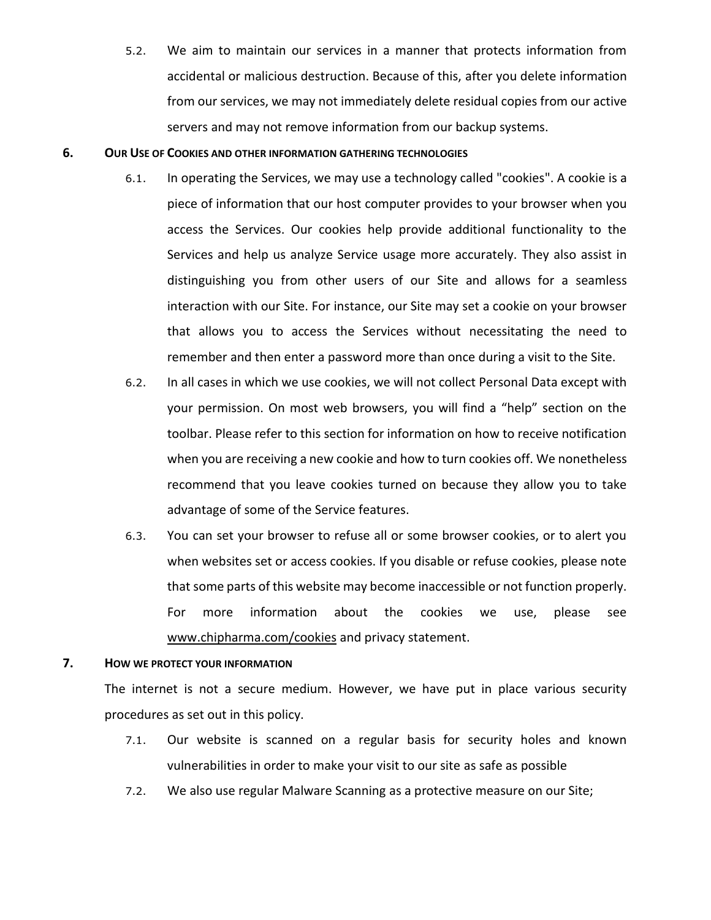5.2. We aim to maintain our services in a manner that protects information from accidental or malicious destruction. Because of this, after you delete information from our services, we may not immediately delete residual copies from our active servers and may not remove information from our backup systems.

## 6. OUR USE OF COOKIES AND OTHER INFORMATION GATHERING TECHNOLOGIES

6.1. In operating the Services, we may use a technology called "cookies". A cookie is a piece of information that our host computer provides to your browser when you access the Services. Our cookies help provide additional functionality to the Services and help us analyze Service usage more accurately. They also assist in distinguishing you from other users of our Site and allows for a seamless interaction with our Site. For instance, our Site may set a cookie on your browser that allows you to access the Services without necessitating the need to remember and then enter a password more than once during a visit to the Site.

6.2. In all cases in which we use cookies, we will not collect Personal Data except with your permission. On most web browsers, you will find a “help” section on the toolbar. Please refer to this section for information on how to receive notification when you are receiving a new cookie and how to turn cookies off. We nonetheless recommend that you leave cookies turned on because they allow you to take advantage of some of the Service features.

6.3. You can set your browser to refuse all or some browser cookies, or to alert you when websites set or access cookies. If you disable or refuse cookies, please note that some parts of this website may become inaccessible or not function properly. For more information about the cookies we use, please see www.chipharma.com/cookies and privacy statement.

## 7. HOW WE PROTECT YOUR INFORMATION

The internet is not a secure medium. However, we have put in place various security procedures as set out in this policy.

7.1. Our website is scanned on a regular basis for security holes and known vulnerabilities in order to make your visit to our site as safe as possible

7.2. We also use regular Malware Scanning as a protective measure on our Site;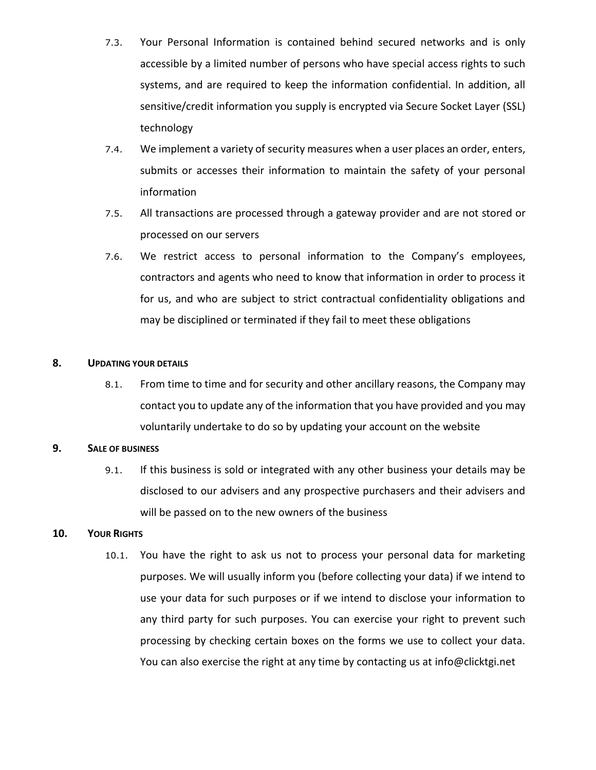7.3. Your Personal Information is contained behind secured networks and is only accessible by a limited number of persons who have special access rights to such systems, and are required to keep the information confidential. In addition, all sensitive/credit information you supply is encrypted via Secure Socket Layer (SSL) technology

7.4. We implement a variety of security measures when a user places an order, enters, submits or accesses their information to maintain the safety of your personal information

7.5. All transactions are processed through a gateway provider and are not stored or processed on our servers

7.6. We restrict access to personal information to the Company's employees, contractors and agents who need to know that information in order to process it for us, and who are subject to strict contractual confidentiality obligations and may be disciplined or terminated if they fail to meet these obligations

## 8. Updating your details

8.1. From time to time and for security and other ancillary reasons, the Company may contact you to update any of the information that you have provided and you may voluntarily undertake to do so by updating your account on the website

## 9. Sale of business

9.1. If this business is sold or integrated with any other business your details may be disclosed to our advisers and any prospective purchasers and their advisers and will be passed on to the new owners of the business

## 10. Your Rights

10.1. You have the right to ask us not to process your personal data for marketing purposes. We will usually inform you (before collecting your data) if we intend to use your data for such purposes or if we intend to disclose your information to any third party for such purposes. You can exercise your right to prevent such processing by checking certain boxes on the forms we use to collect your data. You can also exercise the right at any time by contacting us at info@clicktgi.net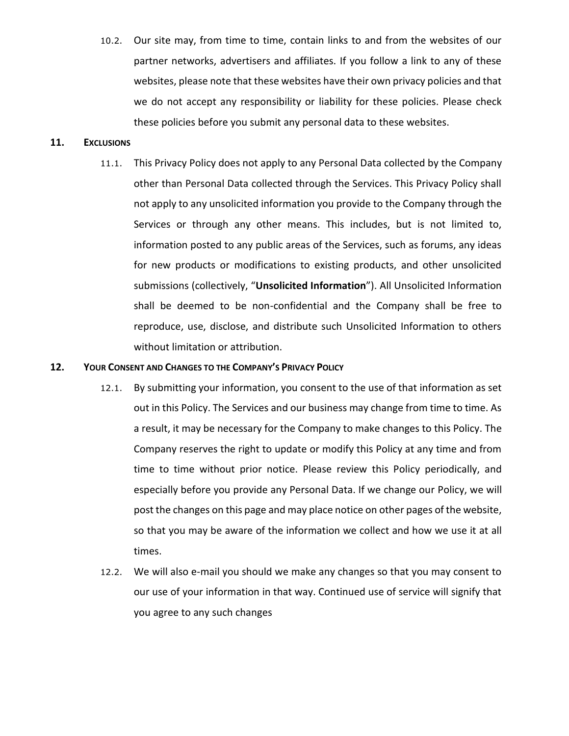10.2. Our site may, from time to time, contain links to and from the websites of our partner networks, advertisers and affiliates. If you follow a link to any of these websites, please note that these websites have their own privacy policies and that we do not accept any responsibility or liability for these policies. Please check these policies before you submit any personal data to these websites.

## 11. EXCLUSIONS

11.1. This Privacy Policy does not apply to any Personal Data collected by the Company other than Personal Data collected through the Services. This Privacy Policy shall not apply to any unsolicited information you provide to the Company through the Services or through any other means. This includes, but is not limited to, information posted to any public areas of the Services, such as forums, any ideas for new products or modifications to existing products, and other unsolicited submissions (collectively, "**Unsolicited Information**"). All Unsolicited Information shall be deemed to be non-confidential and the Company shall be free to reproduce, use, disclose, and distribute such Unsolicited Information to others without limitation or attribution.

## 12. YOUR CONSENT AND CHANGES TO THE COMPANY'S PRIVACY POLICY

12.1. By submitting your information, you consent to the use of that information as set out in this Policy. The Services and our business may change from time to time. As a result, it may be necessary for the Company to make changes to this Policy. The Company reserves the right to update or modify this Policy at any time and from time to time without prior notice. Please review this Policy periodically, and especially before you provide any Personal Data. If we change our Policy, we will post the changes on this page and may place notice on other pages of the website, so that you may be aware of the information we collect and how we use it at all times.

12.2. We will also e-mail you should we make any changes so that you may consent to our use of your information in that way. Continued use of service will signify that you agree to any such changes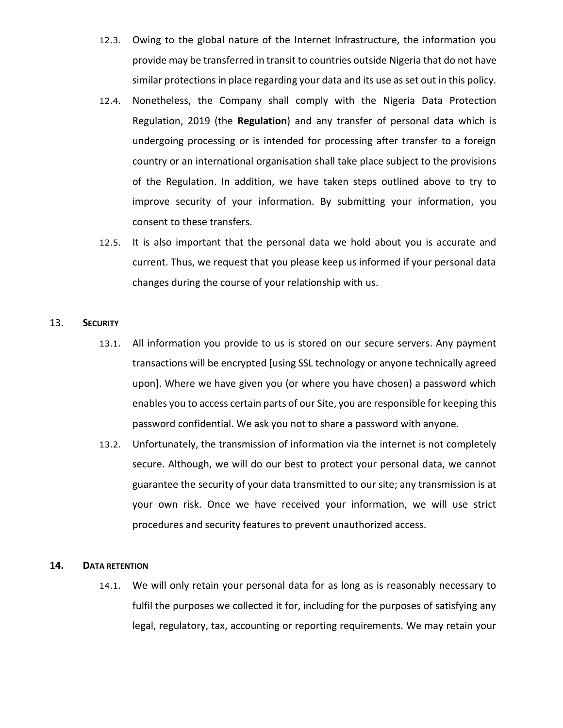12.3. Owing to the global nature of the Internet Infrastructure, the information you provide may be transferred in transit to countries outside Nigeria that do not have similar protections in place regarding your data and its use as set out in this policy.

12.4. Nonetheless, the Company shall comply with the Nigeria Data Protection Regulation, 2019 (the **Regulation**) and any transfer of personal data which is undergoing processing or is intended for processing after transfer to a foreign country or an international organisation shall take place subject to the provisions of the Regulation. In addition, we have taken steps outlined above to try to improve security of your information. By submitting your information, you consent to these transfers.

12.5. It is also important that the personal data we hold about you is accurate and current. Thus, we request that you please keep us informed if your personal data changes during the course of your relationship with us.

## 13. SECURITY

13.1. All information you provide to us is stored on our secure servers. Any payment transactions will be encrypted [using SSL technology or anyone technically agreed upon]. Where we have given you (or where you have chosen) a password which enables you to access certain parts of our Site, you are responsible for keeping this password confidential. We ask you not to share a password with anyone.

13.2. Unfortunately, the transmission of information via the internet is not completely secure. Although, we will do our best to protect your personal data, we cannot guarantee the security of your data transmitted to our site; any transmission is at your own risk. Once we have received your information, we will use strict procedures and security features to prevent unauthorized access.

## 14. DATA RETENTION

14.1. We will only retain your personal data for as long as is reasonably necessary to fulfil the purposes we collected it for, including for the purposes of satisfying any legal, regulatory, tax, accounting or reporting requirements. We may retain your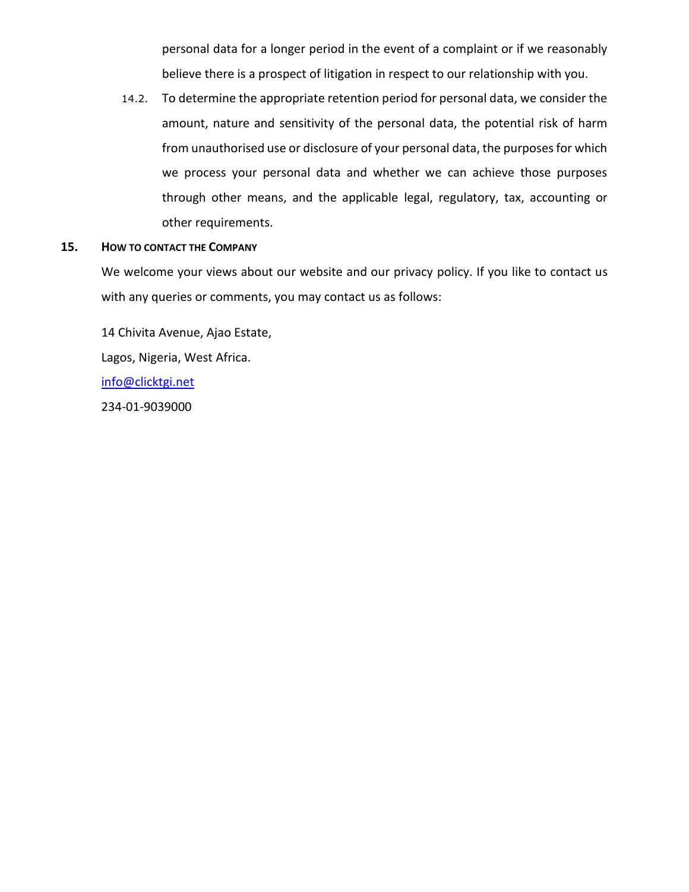personal data for a longer period in the event of a complaint or if we reasonably believe there is a prospect of litigation in respect to our relationship with you.

14.2. To determine the appropriate retention period for personal data, we consider the amount, nature and sensitivity of the personal data, the potential risk of harm from unauthorised use or disclosure of your personal data, the purposes for which we process your personal data and whether we can achieve those purposes through other means, and the applicable legal, regulatory, tax, accounting or other requirements.

## 15. HOW TO CONTACT THE COMPANY

We welcome your views about our website and our privacy policy. If you like to contact us with any queries or comments, you may contact us as follows:

14 Chivita Avenue, Ajao Estate,

Lagos, Nigeria, West Africa.

info@clicktgi.net

234-01-9039000